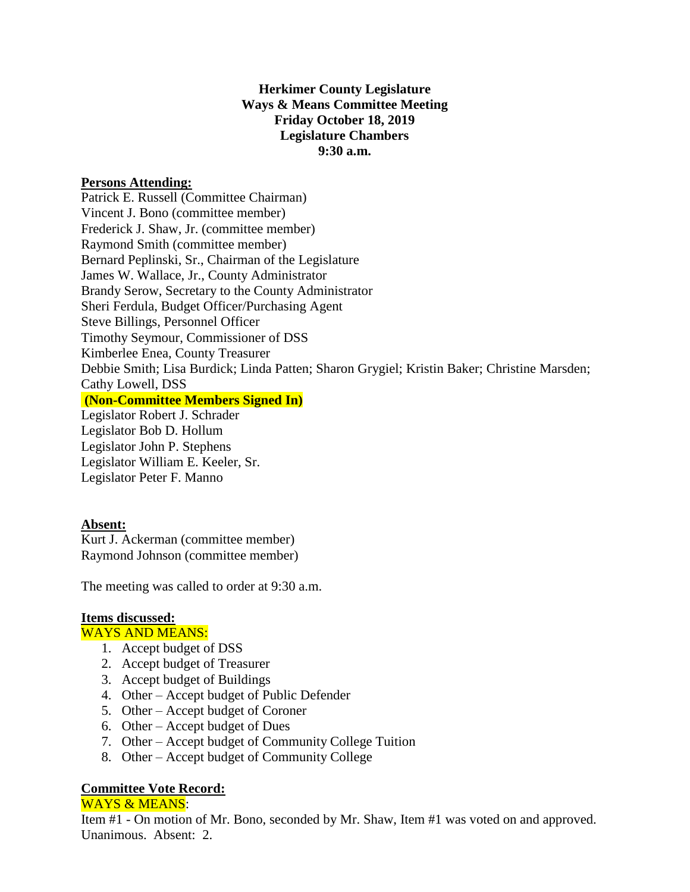**Herkimer County Legislature**
**Ways & Means Committee Meeting**
**Friday October 18, 2019**
**Legislature Chambers**
**9:30 a.m.**

**Persons Attending:**

Patrick E. Russell (Committee Chairman)
Vincent J. Bono (committee member)
Frederick J. Shaw, Jr. (committee member)
Raymond Smith (committee member)
Bernard Peplinski, Sr., Chairman of the Legislature
James W. Wallace, Jr., County Administrator
Brandy Serow, Secretary to the County Administrator
Sheri Ferdula, Budget Officer/Purchasing Agent
Steve Billings, Personnel Officer
Timothy Seymour, Commissioner of DSS
Kimberlee Enea, County Treasurer
Debbie Smith; Lisa Burdick; Linda Patten; Sharon Grygiel; Kristin Baker; Christine Marsden; Cathy Lowell, DSS

**(Non-Committee Members Signed In)**

Legislator Robert J. Schrader
Legislator Bob D. Hollum
Legislator John P. Stephens
Legislator William E. Keeler, Sr.
Legislator Peter F. Manno

**Absent:**

Kurt J. Ackerman (committee member)
Raymond Johnson (committee member)

The meeting was called to order at 9:30 a.m.

**Items discussed:**

WAYS AND MEANS:

1. Accept budget of DSS
2. Accept budget of Treasurer
3. Accept budget of Buildings
4. Other – Accept budget of Public Defender
5. Other – Accept budget of Coroner
6. Other – Accept budget of Dues
7. Other – Accept budget of Community College Tuition
8. Other – Accept budget of Community College

**Committee Vote Record:**

WAYS & MEANS:

Item #1 - On motion of Mr. Bono, seconded by Mr. Shaw, Item #1 was voted on and approved. Unanimous. Absent: 2.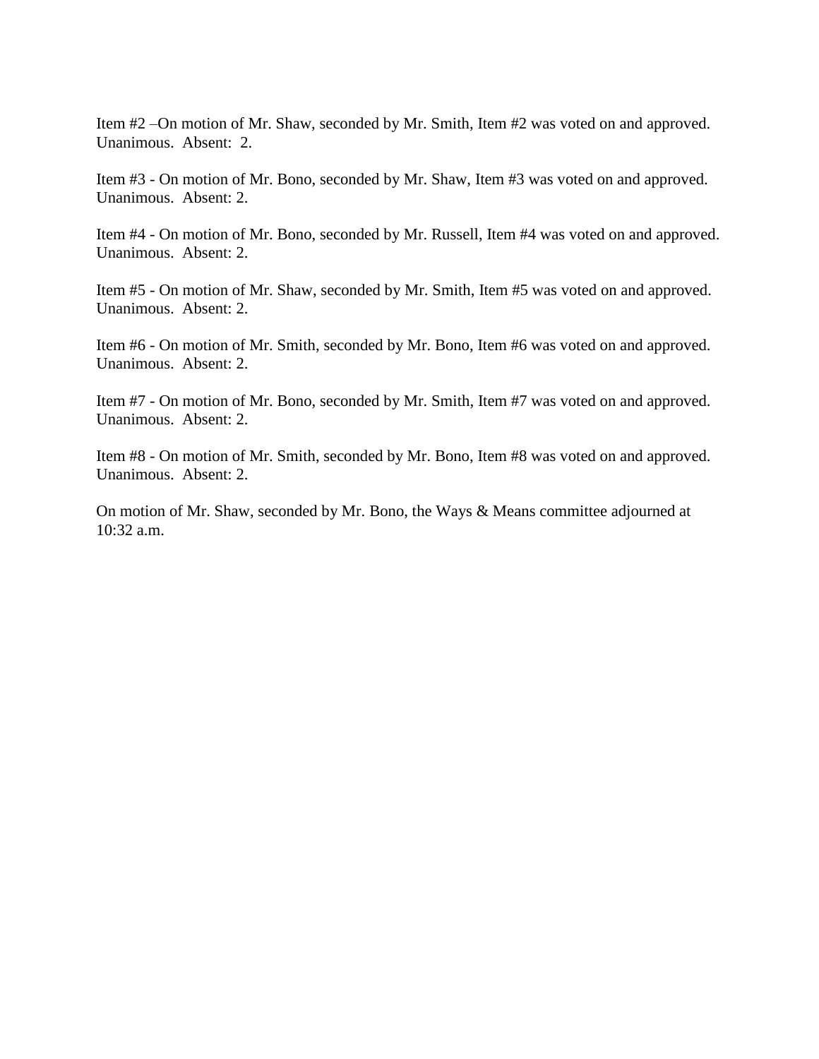Item #2 –On motion of Mr. Shaw, seconded by Mr. Smith, Item #2 was voted on and approved. Unanimous. Absent: 2.

Item #3 - On motion of Mr. Bono, seconded by Mr. Shaw, Item #3 was voted on and approved. Unanimous. Absent: 2.

Item #4 - On motion of Mr. Bono, seconded by Mr. Russell, Item #4 was voted on and approved. Unanimous. Absent: 2.

Item #5 - On motion of Mr. Shaw, seconded by Mr. Smith, Item #5 was voted on and approved. Unanimous. Absent: 2.

Item #6 - On motion of Mr. Smith, seconded by Mr. Bono, Item #6 was voted on and approved. Unanimous. Absent: 2.

Item #7 - On motion of Mr. Bono, seconded by Mr. Smith, Item #7 was voted on and approved. Unanimous. Absent: 2.

Item #8 - On motion of Mr. Smith, seconded by Mr. Bono, Item #8 was voted on and approved. Unanimous. Absent: 2.

On motion of Mr. Shaw, seconded by Mr. Bono, the Ways & Means committee adjourned at 10:32 a.m.